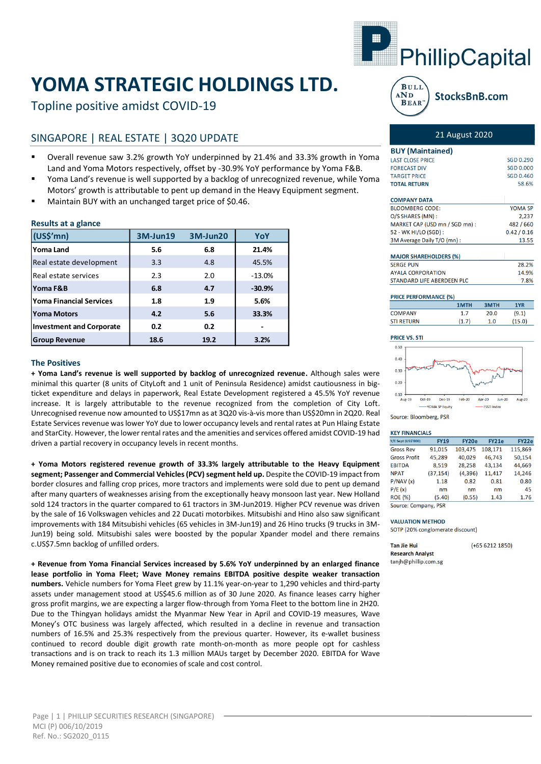# YOMA STRATEGIC HOLDINGS LTD.

Topline positive amidst COVID-19

## SINGAPORE | REAL ESTATE | 3Q20 UPDATE

- Overall revenue saw 3.2% growth YoY underpinned by 21.4% and 33.3% growth in Yoma Land and Yoma Motors respectively, offset by -30.9% YoY performance by Yoma F&B.
- Yoma Land's revenue is well supported by a backlog of unrecognized revenue, while Yoma Motors' growth is attributable to pent up demand in the Heavy Equipment segment.
- Maintain BUY with an unchanged target price of $0.46.

### Results at a glance

| (US$'mn) | 3M-Jun19 | 3M-Jun20 | YoY |
|---|---|---|---|
| **Yoma Land** | **5.6** | **6.8** | **21.4%** |
| Real estate development | 3.3 | 4.8 | 45.5% |
| Real estate services | 2.3 | 2.0 | -13.0% |
| **Yoma F&B** | **6.8** | **4.7** | **-30.9%** |
| **Yoma Financial Services** | **1.8** | **1.9** | **5.6%** |
| **Yoma Motors** | **4.2** | **5.6** | **33.3%** |
| **Investment and Corporate** | **0.2** | **0.2** | **-** |
| **Group Revenue** | **18.6** | **19.2** | **3.2%** |

### The Positives

**+ Yoma Land's revenue is well supported by backlog of unrecognized revenue.** Although sales were minimal this quarter (8 units of CityLoft and 1 unit of Peninsula Residence) amidst cautiousness in big-ticket expenditure and delays in paperwork, Real Estate Development registered a 45.5% YoY revenue increase. It is largely attributable to the revenue recognized from the completion of City Loft. Unrecognised revenue now amounted to US$17mn as at 3Q20 vis-à-vis more than US$20mn in 2Q20. Real Estate Services revenue was lower YoY due to lower occupancy levels and rental rates at Pun Hlaing Estate and StarCity. However, the lower rental rates and the amenities and services offered amidst COVID-19 had driven a partial recovery in occupancy levels in recent months.

**+ Yoma Motors registered revenue growth of 33.3% largely attributable to the Heavy Equipment segment; Passenger and Commercial Vehicles (PCV) segment held up.** Despite the COVID-19 impact from border closures and falling crop prices, more tractors and implements were sold due to pent up demand after many quarters of weaknesses arising from the exceptionally heavy monsoon last year. New Holland sold 124 tractors in the quarter compared to 61 tractors in 3M-Jun2019. Higher PCV revenue was driven by the sale of 16 Volkswagen vehicles and 22 Ducati motorbikes. Mitsubishi and Hino also saw significant improvements with 184 Mitsubishi vehicles (65 vehicles in 3M-Jun19) and 26 Hino trucks (9 trucks in 3M-Jun19) being sold. Mitsubishi sales were boosted by the popular Xpander model and there remains c.US$7.5mn backlog of unfilled orders.

**+ Revenue from Yoma Financial Services increased by 5.6% YoY underpinned by an enlarged finance lease portfolio in Yoma Fleet; Wave Money remains EBITDA positive despite weaker transaction numbers.** Vehicle numbers for Yoma Fleet grew by 11.1% year-on-year to 1,290 vehicles and third-party assets under management stood at US$45.6 million as of 30 June 2020. As finance leases carry higher gross profit margins, we are expecting a larger flow-through from Yoma Fleet to the bottom line in 2H20. Due to the Thingyan holidays amidst the Myanmar New Year in April and COVID-19 measures, Wave Money's OTC business was largely affected, which resulted in a decline in revenue and transaction numbers of 16.5% and 25.3% respectively from the previous quarter. However, its e-wallet business continued to record double digit growth rate month-on-month as more people opt for cashless transactions and is on track to reach its 1.3 million MAUs target by December 2020. EBITDA for Wave Money remained positive due to economies of scale and cost control.

---

21 August 2020

**BUY (Maintained)**

| | |
|---|---|
| LAST CLOSE PRICE | SGD 0.290 |
| FORECAST DIV | SGD 0.000 |
| TARGET PRICE | SGD 0.460 |
| **TOTAL RETURN** | **58.6%** |

**COMPANY DATA**

| | |
|---|---|
| BLOOMBERG CODE: | YOMA SP |
| O/S SHARES (MN) : | 2,237 |
| MARKET CAP (USD mn / SGD mn) : | 482 / 660 |
| 52 - WK HI/LO (SGD) : | 0.42 / 0.16 |
| 3M Average Daily T/O (mn) : | 13.55 |

**MAJOR SHAREHOLDERS (%)**

| | |
|---|---|
| SERGE PUN | 28.2% |
| AYALA CORPORATION | 14.9% |
| STANDARD LIFE ABERDEEN PLC | 7.8% |

**PRICE PERFORMANCE (%)**

| | 1MTH | 3MTH | 1YR |
|---|---|---|---|
| COMPANY | 1.7 | 20.0 | (9.1) |
| STI RETURN | (1.7) | 1.0 | (15.0) |

**PRICE VS. STI**

Source: Bloomberg, PSR

**KEY FINANCIALS**

| Y/E Sept (US$'000) | FY19 | FY20e | FY21e | FY22e |
|---|---|---|---|---|
| Gross Rev | 91,015 | 103,475 | 108,171 | 115,869 |
| Gross Profit | 45,289 | 40,029 | 46,743 | 50,154 |
| EBITDA | 8,519 | 28,258 | 43,134 | 44,669 |
| NPAT | (37,154) | (4,396) | 11,417 | 14,246 |
| P/NAV (x) | 1.18 | 0.82 | 0.81 | 0.80 |
| P/E (x) | nm | nm | nm | 45 |
| ROE (%) | (5.40) | (0.55) | 1.43 | 1.76 |

Source: Company, PSR

**VALUATION METHOD**

SOTP (20% conglomerate discount)

**Tan Jie Hui** (+65 6212 1850)
**Research Analyst**
tanjh@phillip.com.sg

MCI (P) 006/10/2019
Ref. No.: SG2020_0115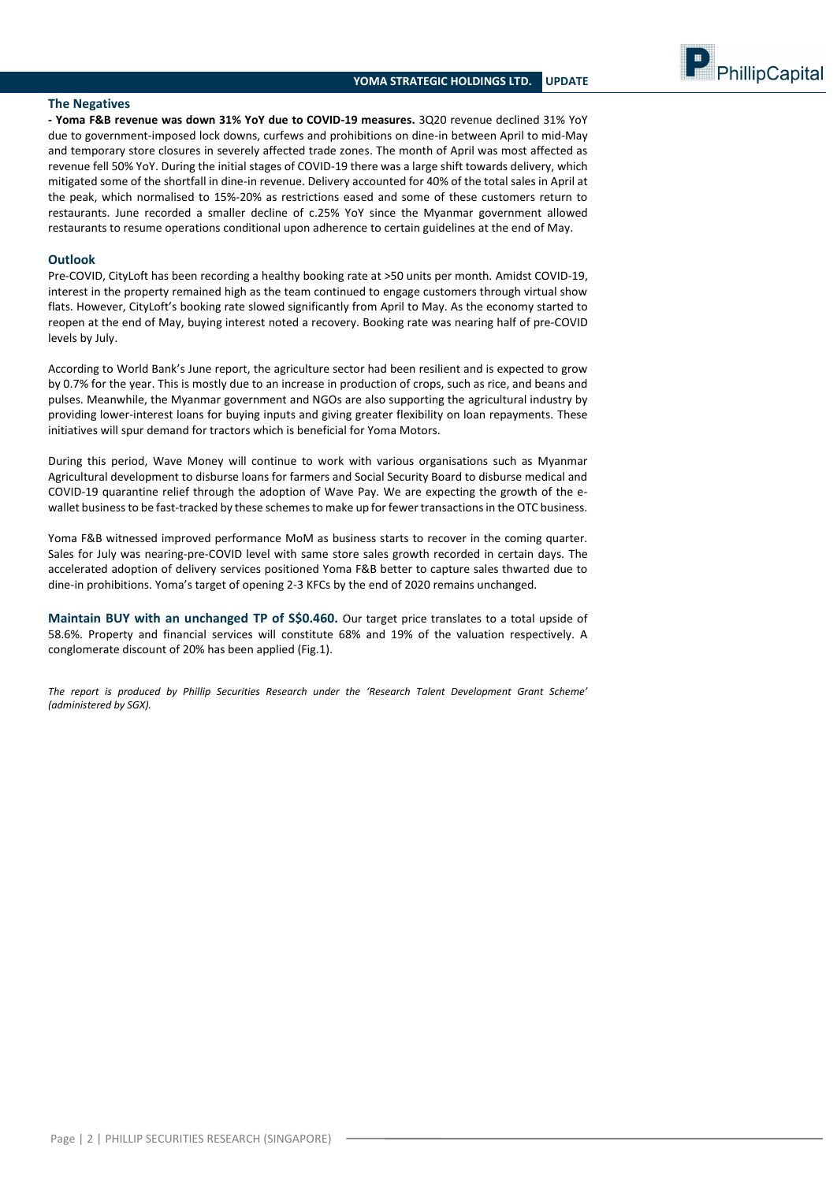## The Negatives

**- Yoma F&B revenue was down 31% YoY due to COVID-19 measures.** 3Q20 revenue declined 31% YoY due to government-imposed lock downs, curfews and prohibitions on dine-in between April to mid-May and temporary store closures in severely affected trade zones. The month of April was most affected as revenue fell 50% YoY. During the initial stages of COVID-19 there was a large shift towards delivery, which mitigated some of the shortfall in dine-in revenue. Delivery accounted for 40% of the total sales in April at the peak, which normalised to 15%-20% as restrictions eased and some of these customers return to restaurants. June recorded a smaller decline of c.25% YoY since the Myanmar government allowed restaurants to resume operations conditional upon adherence to certain guidelines at the end of May.

## Outlook

Pre-COVID, CityLoft has been recording a healthy booking rate at >50 units per month. Amidst COVID-19, interest in the property remained high as the team continued to engage customers through virtual show flats. However, CityLoft's booking rate slowed significantly from April to May. As the economy started to reopen at the end of May, buying interest noted a recovery. Booking rate was nearing half of pre-COVID levels by July.

According to World Bank's June report, the agriculture sector had been resilient and is expected to grow by 0.7% for the year. This is mostly due to an increase in production of crops, such as rice, and beans and pulses. Meanwhile, the Myanmar government and NGOs are also supporting the agricultural industry by providing lower-interest loans for buying inputs and giving greater flexibility on loan repayments. These initiatives will spur demand for tractors which is beneficial for Yoma Motors.

During this period, Wave Money will continue to work with various organisations such as Myanmar Agricultural development to disburse loans for farmers and Social Security Board to disburse medical and COVID-19 quarantine relief through the adoption of Wave Pay. We are expecting the growth of the e-wallet business to be fast-tracked by these schemes to make up for fewer transactions in the OTC business.

Yoma F&B witnessed improved performance MoM as business starts to recover in the coming quarter. Sales for July was nearing-pre-COVID level with same store sales growth recorded in certain days. The accelerated adoption of delivery services positioned Yoma F&B better to capture sales thwarted due to dine-in prohibitions. Yoma's target of opening 2-3 KFCs by the end of 2020 remains unchanged.

**Maintain BUY with an unchanged TP of S$0.460.** Our target price translates to a total upside of 58.6%. Property and financial services will constitute 68% and 19% of the valuation respectively. A conglomerate discount of 20% has been applied (Fig.1).

*The report is produced by Phillip Securities Research under the 'Research Talent Development Grant Scheme' (administered by SGX).*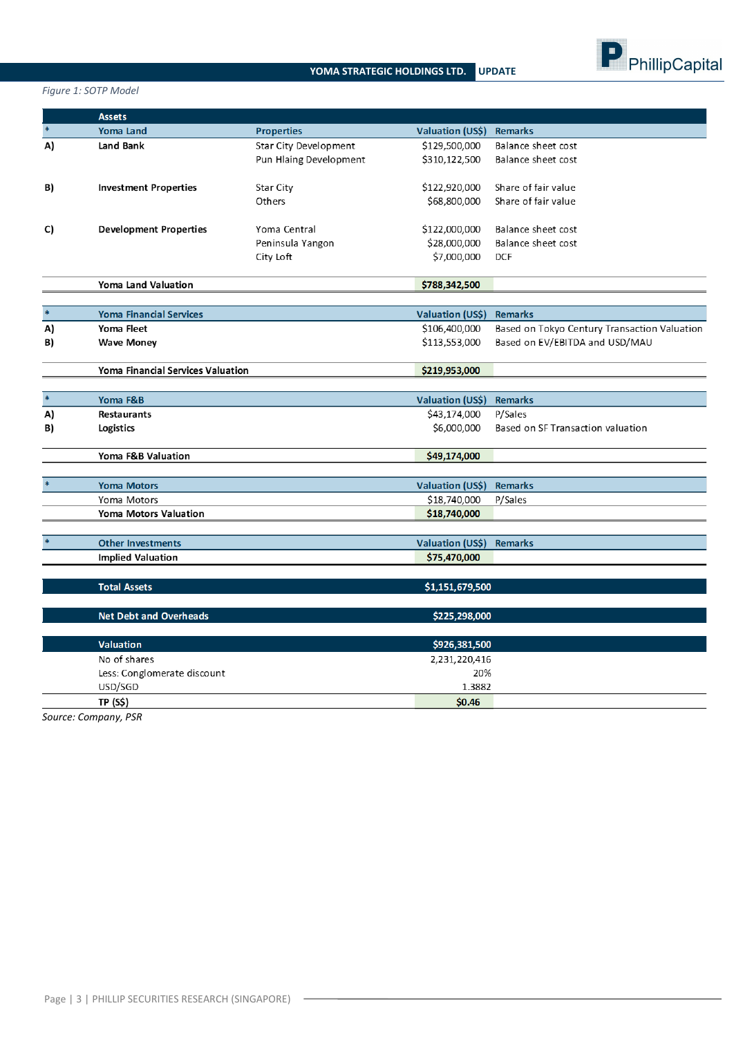*Figure 1: SOTP Model*

| | Assets | | | |
|---|---|---|---|---|
| * | Yoma Land | Properties | Valuation (US$) | Remarks |
| A) | Land Bank | Star City Development | $129,500,000 | Balance sheet cost |
| | | Pun Hlaing Development | $310,122,500 | Balance sheet cost |
| B) | Investment Properties | Star City | $122,920,000 | Share of fair value |
| | | Others | $68,800,000 | Share of fair value |
| C) | Development Properties | Yoma Central | $122,000,000 | Balance sheet cost |
| | | Peninsula Yangon | $28,000,000 | Balance sheet cost |
| | | City Loft | $7,000,000 | DCF |
| | **Yoma Land Valuation** | | **$788,342,500** | |
| * | Yoma Financial Services | | Valuation (US$) | Remarks |
| A) | Yoma Fleet | | $106,400,000 | Based on Tokyo Century Transaction Valuation |
| B) | Wave Money | | $113,553,000 | Based on EV/EBITDA and USD/MAU |
| | **Yoma Financial Services Valuation** | | **$219,953,000** | |
| * | Yoma F&B | | Valuation (US$) | Remarks |
| A) | Restaurants | | $43,174,000 | P/Sales |
| B) | Logistics | | $6,000,000 | Based on SF Transaction valuation |
| | **Yoma F&B Valuation** | | **$49,174,000** | |
| * | Yoma Motors | | Valuation (US$) | Remarks |
| | Yoma Motors | | $18,740,000 | P/Sales |
| | **Yoma Motors Valuation** | | **$18,740,000** | |
| * | Other Investments | | Valuation (US$) | Remarks |
| | **Implied Valuation** | | **$75,470,000** | |
| | **Total Assets** | | **$1,151,679,500** | |
| | **Net Debt and Overheads** | | **$225,298,000** | |
| | **Valuation** | | **$926,381,500** | |
| | No of shares | | 2,231,220,416 | |
| | Less: Conglomerate discount | | 20% | |
| | USD/SGD | | 1.3882 | |
| | **TP (S$)** | | **$0.46** | |

*Source: Company, PSR*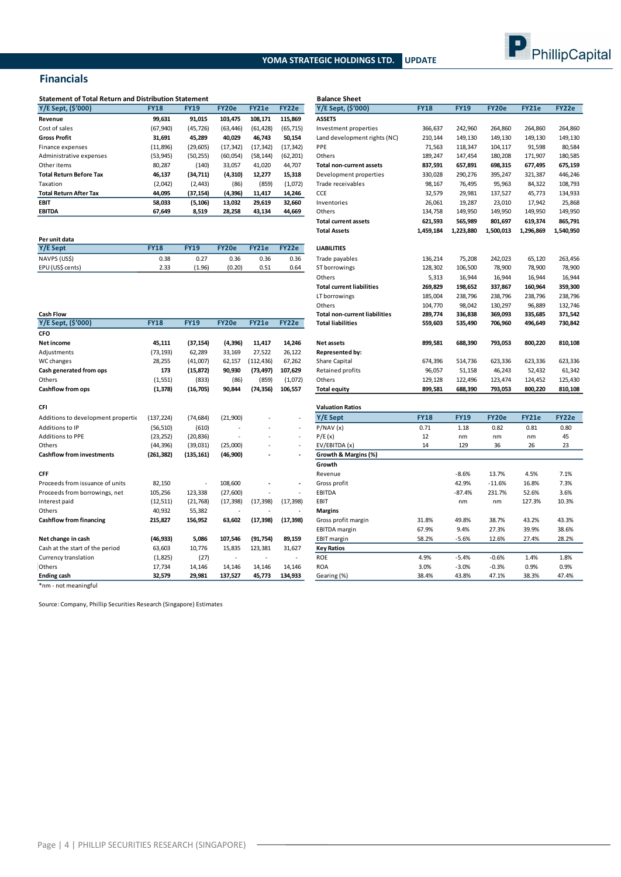## Financials

**Statement of Total Return and Distribution Statement**

| Y/E Sept, ($'000) | FY18 | FY19 | FY20e | FY21e | FY22e |
|---|---|---|---|---|---|
| **Revenue** | **99,631** | **91,015** | **103,475** | **108,171** | **115,869** |
| Cost of sales | (67,940) | (45,726) | (63,446) | (61,428) | (65,715) |
| **Gross Profit** | **31,691** | **45,289** | **40,029** | **46,743** | **50,154** |
| Finance expenses | (11,896) | (29,605) | (17,342) | (17,342) | (17,342) |
| Administrative expenses | (53,945) | (50,255) | (60,054) | (58,144) | (62,201) |
| Other items | 80,287 | (140) | 33,057 | 41,020 | 44,707 |
| **Total Return Before Tax** | **46,137** | **(34,711)** | **(4,310)** | **12,277** | **15,318** |
| Taxation | (2,042) | (2,443) | (86) | (859) | (1,072) |
| **Total Return After Tax** | **44,095** | **(37,154)** | **(4,396)** | **11,417** | **14,246** |
| **EBIT** | **58,033** | **(5,106)** | **13,032** | **29,619** | **32,660** |
| **EBITDA** | **67,649** | **8,519** | **28,258** | **43,134** | **44,669** |

**Per unit data**

| Y/E Sept | FY18 | FY19 | FY20e | FY21e | FY22e |
|---|---|---|---|---|---|
| NAVPS (US$) | 0.38 | 0.27 | 0.36 | 0.36 | 0.36 |
| EPU (US$ cents) | 2.33 | (1.96) | (0.20) | 0.51 | 0.64 |

**Cash Flow**

| Y/E Sept, ($'000) | FY18 | FY19 | FY20e | FY21e | FY22e |
|---|---|---|---|---|---|
| **CFO** | | | | | |
| **Net income** | **45,111** | **(37,154)** | **(4,396)** | **11,417** | **14,246** |
| Adjustments | (73,193) | 62,289 | 33,169 | 27,522 | 26,122 |
| WC changes | 28,255 | (41,007) | 62,157 | (112,436) | 67,262 |
| **Cash generated from ops** | **173** | **(15,872)** | **90,930** | **(73,497)** | **107,629** |
| Others | (1,551) | (833) | (86) | (859) | (1,072) |
| **Cashflow from ops** | **(1,378)** | **(16,705)** | **90,844** | **(74,356)** | **106,557** |
| **CFI** | | | | | |
| Additions to development propertie | (137,224) | (74,684) | (21,900) | - | - |
| Additions to IP | (56,510) | (610) | - | - | - |
| Additions to PPE | (23,252) | (20,836) | - | - | - |
| Others | (44,396) | (39,031) | (25,000) | - | - |
| **Cashflow from investments** | **(261,382)** | **(135,161)** | **(46,900)** | **-** | **-** |
| **CFF** | | | | | |
| Proceeds from issuance of units | 82,150 | - | 108,600 | - | - |
| Proceeds from borrowings, net | 105,256 | 123,338 | (27,600) | - | - |
| Interest paid | (12,511) | (21,768) | (17,398) | (17,398) | (17,398) |
| Others | 40,932 | 55,382 | - | - | - |
| **Cashflow from financing** | **215,827** | **156,952** | **63,602** | **(17,398)** | **(17,398)** |
| **Net change in cash** | **(46,933)** | **5,086** | **107,546** | **(91,754)** | **89,159** |
| Cash at the start of the period | 63,603 | 10,776 | 15,835 | 123,381 | 31,627 |
| Currency translation | (1,825) | (27) | - | - | - |
| Others | 17,734 | 14,146 | 14,146 | 14,146 | 14,146 |
| **Ending cash** | **32,579** | **29,981** | **137,527** | **45,773** | **134,933** |

*nm - not meaningful

**Balance Sheet**

| Y/E Sept, ($'000) | FY18 | FY19 | FY20e | FY21e | FY22e |
|---|---|---|---|---|---|
| **ASSETS** | | | | | |
| Investment properties | 366,637 | 242,960 | 264,860 | 264,860 | 264,860 |
| Land development rights (NC) | 210,144 | 149,130 | 149,130 | 149,130 | 149,130 |
| PPE | 71,563 | 118,347 | 104,117 | 91,598 | 80,584 |
| Others | 189,247 | 147,454 | 180,208 | 171,907 | 180,585 |
| **Total non-current assets** | **837,591** | **657,891** | **698,315** | **677,495** | **675,159** |
| Development properties | 330,028 | 290,276 | 395,247 | 321,387 | 446,246 |
| Trade receivables | 98,167 | 76,495 | 95,963 | 84,322 | 108,793 |
| CCE | 32,579 | 29,981 | 137,527 | 45,773 | 134,933 |
| Inventories | 26,061 | 19,287 | 23,010 | 17,942 | 25,868 |
| Others | 134,758 | 149,950 | 149,950 | 149,950 | 149,950 |
| **Total current assets** | **621,593** | **565,989** | **801,697** | **619,374** | **865,791** |
| **Total Assets** | **1,459,184** | **1,223,880** | **1,500,013** | **1,296,869** | **1,540,950** |
| **LIABILITIES** | | | | | |
| Trade payables | 136,214 | 75,208 | 242,023 | 65,120 | 263,456 |
| ST borrowings | 128,302 | 106,500 | 78,900 | 78,900 | 78,900 |
| Others | 5,313 | 16,944 | 16,944 | 16,944 | 16,944 |
| **Total current liabilities** | **269,829** | **198,652** | **337,867** | **160,964** | **359,300** |
| LT borrowings | 185,004 | 238,796 | 238,796 | 238,796 | 238,796 |
| Others | 104,770 | 98,042 | 130,297 | 96,889 | 132,746 |
| **Total non-current liabilities** | **289,774** | **336,838** | **369,093** | **335,685** | **371,542** |
| **Total liabilities** | **559,603** | **535,490** | **706,960** | **496,649** | **730,842** |
| **Net assets** | **899,581** | **688,390** | **793,053** | **800,220** | **810,108** |
| **Represented by:** | | | | | |
| Share Capital | 674,396 | 514,736 | 623,336 | 623,336 | 623,336 |
| Retained profits | 96,057 | 51,158 | 46,243 | 52,432 | 61,342 |
| Others | 129,128 | 122,496 | 123,474 | 124,452 | 125,430 |
| **Total equity** | **899,581** | **688,390** | **793,053** | **800,220** | **810,108** |

**Valuation Ratios**

| Y/E Sept | FY18 | FY19 | FY20e | FY21e | FY22e |
|---|---|---|---|---|---|
| P/NAV (x) | 0.71 | 1.18 | 0.82 | 0.81 | 0.80 |
| P/E (x) | 12 | nm | nm | nm | 45 |
| EV/EBITDA (x) | 14 | 129 | 36 | 26 | 23 |
| **Growth & Margins (%)** | | | | | |
| **Growth** | | | | | |
| Revenue | | -8.6% | 13.7% | 4.5% | 7.1% |
| Gross profit | | 42.9% | -11.6% | 16.8% | 7.3% |
| EBITDA | | -87.4% | 231.7% | 52.6% | 3.6% |
| EBIT | | nm | nm | 127.3% | 10.3% |
| **Margins** | | | | | |
| Gross profit margin | 31.8% | 49.8% | 38.7% | 43.2% | 43.3% |
| EBITDA margin | 67.9% | 9.4% | 27.3% | 39.9% | 38.6% |
| EBIT margin | 58.2% | -5.6% | 12.6% | 27.4% | 28.2% |
| **Key Ratios** | | | | | |
| ROE | 4.9% | -5.4% | -0.6% | 1.4% | 1.8% |
| ROA | 3.0% | -3.0% | -0.3% | 0.9% | 0.9% |
| Gearing (%) | 38.4% | 43.8% | 47.1% | 38.3% | 47.4% |

Source: Company, Phillip Securities Research (Singapore) Estimates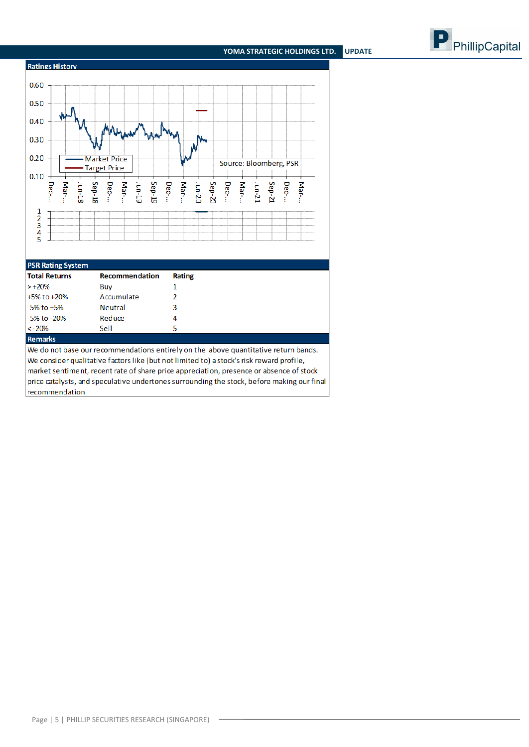## Ratings History

Source: Bloomberg, PSR

## PSR Rating System

| Total Returns | Recommendation | Rating |
|---|---|---|
| > +20% | Buy | 1 |
| +5% to +20% | Accumulate | 2 |
| -5% to +5% | Neutral | 3 |
| -5% to -20% | Reduce | 4 |
| < -20% | Sell | 5 |

## Remarks

We do not base our recommendations entirely on the above quantitative return bands. We consider qualitative factors like (but not limited to) a stock's risk reward profile, market sentiment, recent rate of share price appreciation, presence or absence of stock price catalysts, and speculative undertones surrounding the stock, before making our final recommendation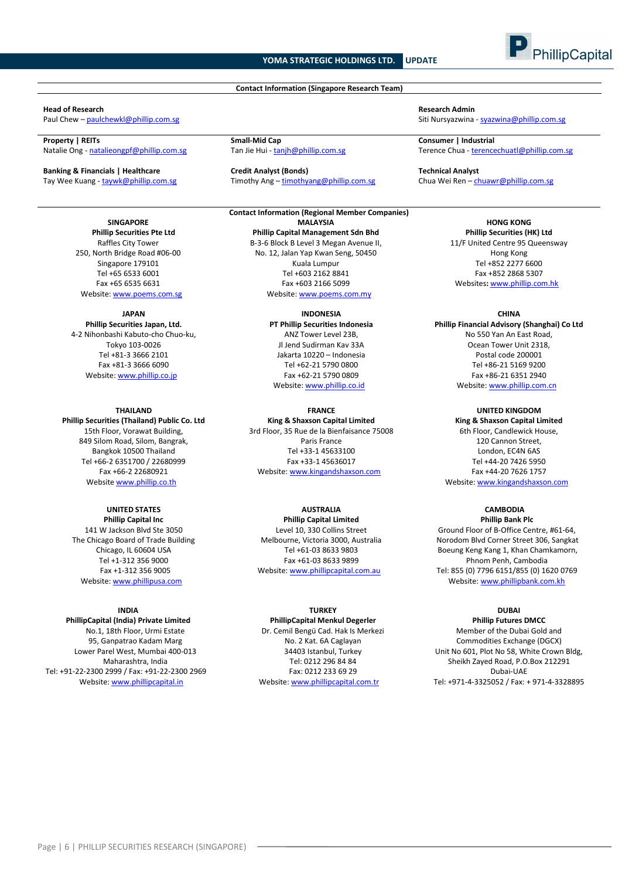## Contact Information (Singapore Research Team)

**Head of Research**
Paul Chew – paulchewkl@phillip.com.sg

**Research Admin**
Siti Nursyazwina - syazwina@phillip.com.sg

**Property | REITs**
Natalie Ong - natalieongpf@phillip.com.sg

**Small-Mid Cap**
Tan Jie Hui - tanjh@phillip.com.sg

**Consumer | Industrial**
Terence Chua - terencechuatl@phillip.com.sg

**Banking & Financials | Healthcare**
Tay Wee Kuang - taywk@phillip.com.sg

**Credit Analyst (Bonds)**
Timothy Ang – timothyang@phillip.com.sg

**Technical Analyst**
Chua Wei Ren – chuawr@phillip.com.sg

## Contact Information (Regional Member Companies)

**SINGAPORE**
**Phillip Securities Pte Ltd**
Raffles City Tower
250, North Bridge Road #06-00
Singapore 179101
Tel +65 6533 6001
Fax +65 6535 6631
Website: www.poems.com.sg

**MALAYSIA**
**Phillip Capital Management Sdn Bhd**
B-3-6 Block B Level 3 Megan Avenue II,
No. 12, Jalan Yap Kwan Seng, 50450
Kuala Lumpur
Tel +603 2162 8841
Fax +603 2166 5099
Website: www.poems.com.my

**HONG KONG**
**Phillip Securities (HK) Ltd**
11/F United Centre 95 Queensway
Hong Kong
Tel +852 2277 6600
Fax +852 2868 5307
Websites: www.phillip.com.hk

**JAPAN**
**Phillip Securities Japan, Ltd.**
4-2 Nihonbashi Kabuto-cho Chuo-ku,
Tokyo 103-0026
Tel +81-3 3666 2101
Fax +81-3 3666 6090
Website: www.phillip.co.jp

**INDONESIA**
**PT Phillip Securities Indonesia**
ANZ Tower Level 23B,
Jl Jend Sudirman Kav 33A
Jakarta 10220 – Indonesia
Tel +62-21 5790 0800
Fax +62-21 5790 0809
Website: www.phillip.co.id

**CHINA**
**Phillip Financial Advisory (Shanghai) Co Ltd**
No 550 Yan An East Road,
Ocean Tower Unit 2318,
Postal code 200001
Tel +86-21 5169 9200
Fax +86-21 6351 2940
Website: www.phillip.com.cn

**THAILAND**
**Phillip Securities (Thailand) Public Co. Ltd**
15th Floor, Vorawat Building,
849 Silom Road, Silom, Bangrak,
Bangkok 10500 Thailand
Tel +66-2 6351700 / 22680999
Fax +66-2 22680921
Website www.phillip.co.th

**FRANCE**
**King & Shaxson Capital Limited**
3rd Floor, 35 Rue de la Bienfaisance 75008
Paris France
Tel +33-1 45633100
Fax +33-1 45636017
Website: www.kingandshaxson.com

**UNITED KINGDOM**
**King & Shaxson Capital Limited**
6th Floor, Candlewick House,
120 Cannon Street,
London, EC4N 6AS
Tel +44-20 7426 5950
Fax +44-20 7626 1757
Website: www.kingandshaxson.com

**UNITED STATES**
**Phillip Capital Inc**
141 W Jackson Blvd Ste 3050
The Chicago Board of Trade Building
Chicago, IL 60604 USA
Tel +1-312 356 9000
Fax +1-312 356 9005
Website: www.phillipusa.com

**AUSTRALIA**
**Phillip Capital Limited**
Level 10, 330 Collins Street
Melbourne, Victoria 3000, Australia
Tel +61-03 8633 9803
Fax +61-03 8633 9899
Website: www.phillipcapital.com.au

**CAMBODIA**
**Phillip Bank Plc**
Ground Floor of B-Office Centre, #61-64,
Norodom Blvd Corner Street 306, Sangkat
Boeung Keng Kang 1, Khan Chamkamorn,
Phnom Penh, Cambodia
Tel: 855 (0) 7796 6151/855 (0) 1620 0769
Website: www.phillipbank.com.kh

**INDIA**
**PhillipCapital (India) Private Limited**
No.1, 18th Floor, Urmi Estate
95, Ganpatrao Kadam Marg
Lower Parel West, Mumbai 400-013
Maharashtra, India
Tel: +91-22-2300 2999 / Fax: +91-22-2300 2969
Website: www.phillipcapital.in

**TURKEY**
**PhillipCapital Menkul Degerler**
Dr. Cemil Bengü Cad. Hak Is Merkezi
No. 2 Kat. 6A Caglayan
34403 Istanbul, Turkey
Tel: 0212 296 84 84
Fax: 0212 233 69 29
Website: www.phillipcapital.com.tr

**DUBAI**
**Phillip Futures DMCC**
Member of the Dubai Gold and
Commodities Exchange (DGCX)
Unit No 601, Plot No 58, White Crown Bldg,
Sheikh Zayed Road, P.O.Box 212291
Dubai-UAE
Tel: +971-4-3325052 / Fax: + 971-4-3328895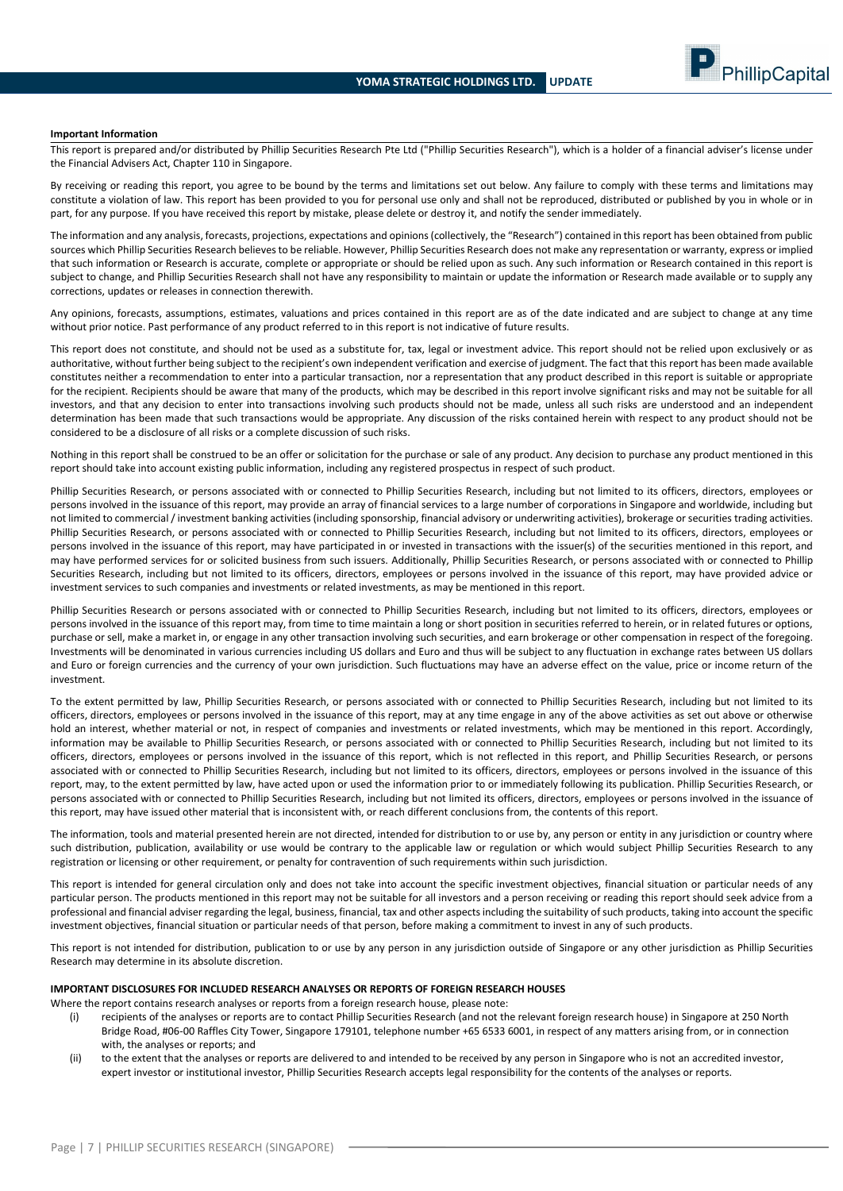### Important Information

This report is prepared and/or distributed by Phillip Securities Research Pte Ltd ("Phillip Securities Research"), which is a holder of a financial adviser's license under the Financial Advisers Act, Chapter 110 in Singapore.

By receiving or reading this report, you agree to be bound by the terms and limitations set out below. Any failure to comply with these terms and limitations may constitute a violation of law. This report has been provided to you for personal use only and shall not be reproduced, distributed or published by you in whole or in part, for any purpose. If you have received this report by mistake, please delete or destroy it, and notify the sender immediately.

The information and any analysis, forecasts, projections, expectations and opinions (collectively, the "Research") contained in this report has been obtained from public sources which Phillip Securities Research believes to be reliable. However, Phillip Securities Research does not make any representation or warranty, express or implied that such information or Research is accurate, complete or appropriate or should be relied upon as such. Any such information or Research contained in this report is subject to change, and Phillip Securities Research shall not have any responsibility to maintain or update the information or Research made available or to supply any corrections, updates or releases in connection therewith.

Any opinions, forecasts, assumptions, estimates, valuations and prices contained in this report are as of the date indicated and are subject to change at any time without prior notice. Past performance of any product referred to in this report is not indicative of future results.

This report does not constitute, and should not be used as a substitute for, tax, legal or investment advice. This report should not be relied upon exclusively or as authoritative, without further being subject to the recipient's own independent verification and exercise of judgment. The fact that this report has been made available constitutes neither a recommendation to enter into a particular transaction, nor a representation that any product described in this report is suitable or appropriate for the recipient. Recipients should be aware that many of the products, which may be described in this report involve significant risks and may not be suitable for all investors, and that any decision to enter into transactions involving such products should not be made, unless all such risks are understood and an independent determination has been made that such transactions would be appropriate. Any discussion of the risks contained herein with respect to any product should not be considered to be a disclosure of all risks or a complete discussion of such risks.

Nothing in this report shall be construed to be an offer or solicitation for the purchase or sale of any product. Any decision to purchase any product mentioned in this report should take into account existing public information, including any registered prospectus in respect of such product.

Phillip Securities Research, or persons associated with or connected to Phillip Securities Research, including but not limited to its officers, directors, employees or persons involved in the issuance of this report, may provide an array of financial services to a large number of corporations in Singapore and worldwide, including but not limited to commercial / investment banking activities (including sponsorship, financial advisory or underwriting activities), brokerage or securities trading activities. Phillip Securities Research, or persons associated with or connected to Phillip Securities Research, including but not limited to its officers, directors, employees or persons involved in the issuance of this report, may have participated in or invested in transactions with the issuer(s) of the securities mentioned in this report, and may have performed services for or solicited business from such issuers. Additionally, Phillip Securities Research, or persons associated with or connected to Phillip Securities Research, including but not limited to its officers, directors, employees or persons involved in the issuance of this report, may have provided advice or investment services to such companies and investments or related investments, as may be mentioned in this report.

Phillip Securities Research or persons associated with or connected to Phillip Securities Research, including but not limited to its officers, directors, employees or persons involved in the issuance of this report may, from time to time maintain a long or short position in securities referred to herein, or in related futures or options, purchase or sell, make a market in, or engage in any other transaction involving such securities, and earn brokerage or other compensation in respect of the foregoing. Investments will be denominated in various currencies including US dollars and Euro and thus will be subject to any fluctuation in exchange rates between US dollars and Euro or foreign currencies and the currency of your own jurisdiction. Such fluctuations may have an adverse effect on the value, price or income return of the investment.

To the extent permitted by law, Phillip Securities Research, or persons associated with or connected to Phillip Securities Research, including but not limited to its officers, directors, employees or persons involved in the issuance of this report, may at any time engage in any of the above activities as set out above or otherwise hold an interest, whether material or not, in respect of companies and investments or related investments, which may be mentioned in this report. Accordingly, information may be available to Phillip Securities Research, or persons associated with or connected to Phillip Securities Research, including but not limited to its officers, directors, employees or persons involved in the issuance of this report, which is not reflected in this report, and Phillip Securities Research, or persons associated with or connected to Phillip Securities Research, including but not limited to its officers, directors, employees or persons involved in the issuance of this report, may, to the extent permitted by law, have acted upon or used the information prior to or immediately following its publication. Phillip Securities Research, or persons associated with or connected to Phillip Securities Research, including but not limited its officers, directors, employees or persons involved in the issuance of this report, may have issued other material that is inconsistent with, or reach different conclusions from, the contents of this report.

The information, tools and material presented herein are not directed, intended for distribution to or use by, any person or entity in any jurisdiction or country where such distribution, publication, availability or use would be contrary to the applicable law or regulation or which would subject Phillip Securities Research to any registration or licensing or other requirement, or penalty for contravention of such requirements within such jurisdiction.

This report is intended for general circulation only and does not take into account the specific investment objectives, financial situation or particular needs of any particular person. The products mentioned in this report may not be suitable for all investors and a person receiving or reading this report should seek advice from a professional and financial adviser regarding the legal, business, financial, tax and other aspects including the suitability of such products, taking into account the specific investment objectives, financial situation or particular needs of that person, before making a commitment to invest in any of such products.

This report is not intended for distribution, publication to or use by any person in any jurisdiction outside of Singapore or any other jurisdiction as Phillip Securities Research may determine in its absolute discretion.

#### IMPORTANT DISCLOSURES FOR INCLUDED RESEARCH ANALYSES OR REPORTS OF FOREIGN RESEARCH HOUSES

Where the report contains research analyses or reports from a foreign research house, please note:

(i) recipients of the analyses or reports are to contact Phillip Securities Research (and not the relevant foreign research house) in Singapore at 250 North Bridge Road, #06-00 Raffles City Tower, Singapore 179101, telephone number +65 6533 6001, in respect of any matters arising from, or in connection with, the analyses or reports; and

(ii) to the extent that the analyses or reports are delivered to and intended to be received by any person in Singapore who is not an accredited investor, expert investor or institutional investor, Phillip Securities Research accepts legal responsibility for the contents of the analyses or reports.